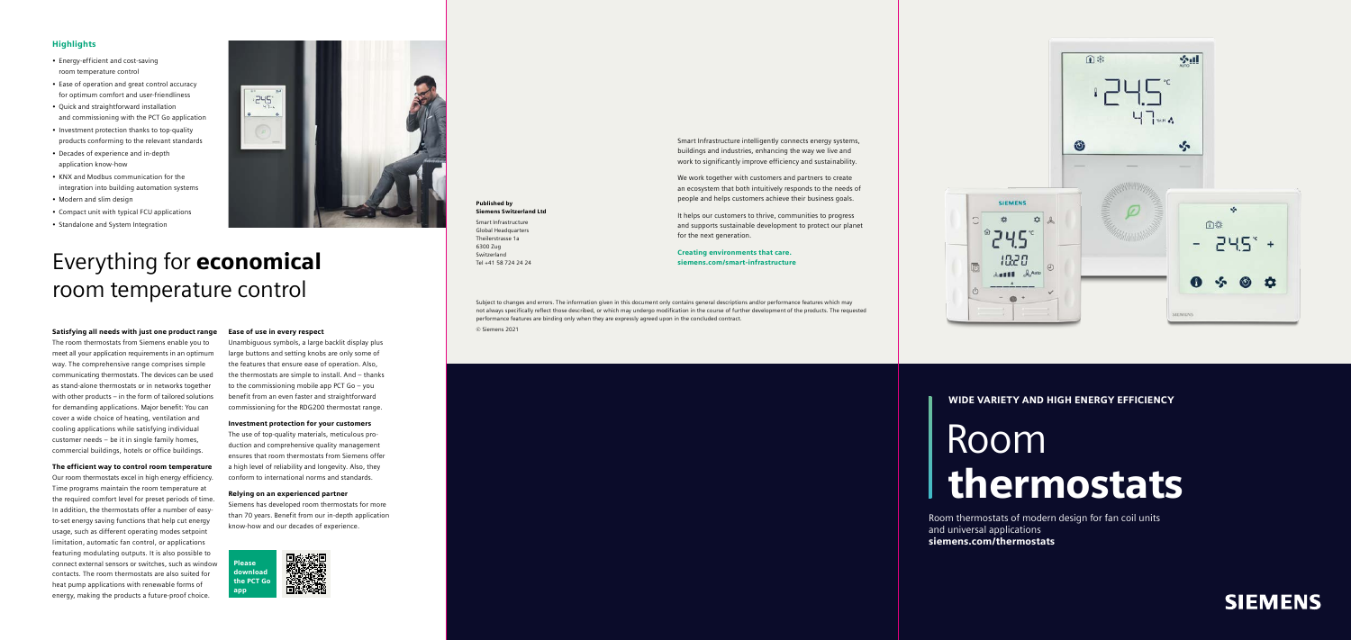### Highlights

- Energy-efficient and cost-saving room temperature control
- Ease of operation and great control accuracy for optimum comfort and user-friendliness
- Quick and straightforward installation and commissioning with the PCT Go application
- Investment protection thanks to top-quality products conforming to the relevant standards
- Decades of experience and in-depth application know-how
- KNX and Modbus communication for the integration into building automation systems
- Modern and slim design
- Compact unit with typical FCU applications
- Standalone and System Integration

# Everything for **economical** room temperature control

**Satisfying all needs with just one product range**

The room thermostats from Siemens enable you to meet all your application requirements in an optimum way. The comprehensive range comprises simple communicating thermostats. The devices can be used as stand-alone thermostats or in networks together with other products – in the form of tailored solutions for demanding applications. Major benefit: You can cover a wide choice of heating, ventilation and cooling applications while satisfying individual customer needs – be it in single family homes, commercial buildings, hotels or office buildings.

**The efficient way to control room temperature**

Our room thermostats excel in high energy efficiency. Time programs maintain the room temperature at the required comfort level for preset periods of time. In addition, the thermostats offer a number of easy-to-set energy saving functions that help cut energy usage, such as different operating modes setpoint limitation, automatic fan control, or applications featuring modulating outputs. It is also possible to connect external sensors or switches, such as window contacts. The room thermostats are also suited for heat pump applications with renewable forms of energy, making the products a future-proof choice.

**Ease of use in every respect**

Unambiguous symbols, a large backlit display plus large buttons and setting knobs are only some of the features that ensure ease of operation. Also, the thermostats are simple to install. And – thanks to the commissioning mobile app PCT Go – you benefit from an even faster and straightforward commissioning for the RDG200 thermostat range.

**Investment protection for your customers**

The use of top-quality materials, meticulous production and comprehensive quality management ensures that room thermostats from Siemens offer a high level of reliability and longevity. Also, they conform to international norms and standards.

**Relying on an experienced partner**

Siemens has developed room thermostats for more than 70 years. Benefit from our in-depth application know-how and our decades of experience.

**Please download the PCT Go app**

**Published by**
**Siemens Switzerland Ltd**

Smart Infrastructure
Global Headquarters
Theilerstrasse 1a
6300 Zug
Switzerland
Tel +41 58 724 24 24

Smart Infrastructure intelligently connects energy systems, buildings and industries, enhancing the way we live and work to significantly improve efficiency and sustainability.

We work together with customers and partners to create an ecosystem that both intuitively responds to the needs of people and helps customers achieve their business goals.

It helps our customers to thrive, communities to progress and supports sustainable development to protect our planet for the next generation.

**Creating environments that care.**
**siemens.com/smart-infrastructure**

Subject to changes and errors. The information given in this document only contains general descriptions and/or performance features which may not always specifically reflect those described, or which may undergo modification in the course of further development of the products. The requested performance features are binding only when they are expressly agreed upon in the concluded contract.

© Siemens 2021

**WIDE VARIETY AND HIGH ENERGY EFFICIENCY**

# Room **thermostats**

Room thermostats of modern design for fan coil units and universal applications
**siemens.com/thermostats**

SIEMENS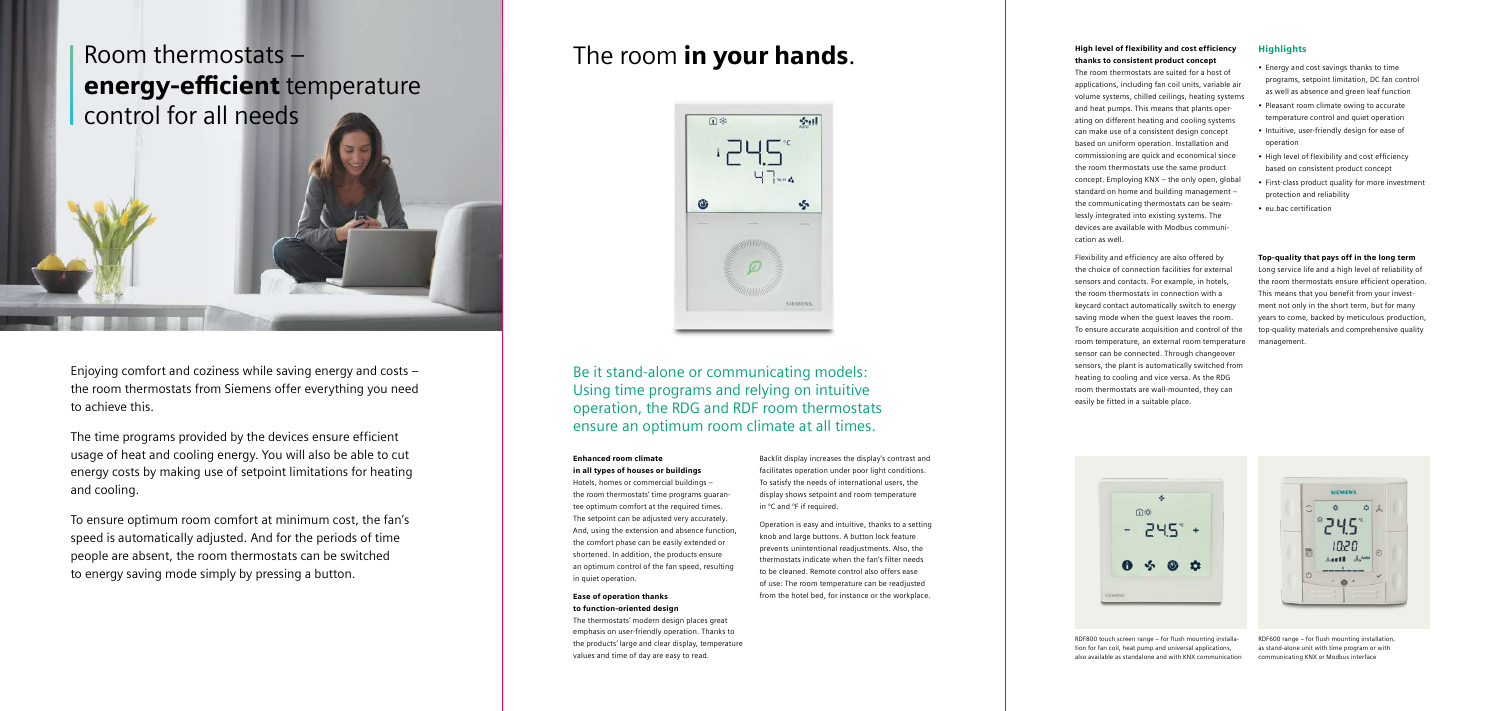# Room thermostats – **energy-efficient** temperature control for all needs

Enjoying comfort and coziness while saving energy and costs – the room thermostats from Siemens offer everything you need to achieve this.

The time programs provided by the devices ensure efficient usage of heat and cooling energy. You will also be able to cut energy costs by making use of setpoint limitations for heating and cooling.

To ensure optimum room comfort at minimum cost, the fan's speed is automatically adjusted. And for the periods of time people are absent, the room thermostats can be switched to energy saving mode simply by pressing a button.

# The room **in your hands**.

Be it stand-alone or communicating models: Using time programs and relying on intuitive operation, the RDG and RDF room thermostats ensure an optimum room climate at all times.

### Enhanced room climate in all types of houses or buildings

Hotels, homes or commercial buildings – the room thermostats' time programs guarantee optimum comfort at the required times. The setpoint can be adjusted very accurately. And, using the extension and absence function, the comfort phase can be easily extended or shortened. In addition, the products ensure an optimum control of the fan speed, resulting in quiet operation.

### Ease of operation thanks to function-oriented design

The thermostats' modern design places great emphasis on user-friendly operation. Thanks to the products' large and clear display, temperature values and time of day are easy to read.

Backlit display increases the display's contrast and facilitates operation under poor light conditions. To satisfy the needs of international users, the display shows setpoint and room temperature in °C and °F if required.

Operation is easy and intuitive, thanks to a setting knob and large buttons. A button lock feature prevents unintentional readjustments. Also, the thermostats indicate when the fan's filter needs to be cleaned. Remote control also offers ease of use: The room temperature can be readjusted from the hotel bed, for instance or the workplace.

### High level of flexibility and cost efficiency thanks to consistent product concept

The room thermostats are suited for a host of applications, including fan coil units, variable air volume systems, chilled ceilings, heating systems and heat pumps. This means that plants operating on different heating and cooling systems can make use of a consistent design concept based on uniform operation. Installation and commissioning are quick and economical since the room thermostats use the same product concept. Employing KNX – the only open, global standard on home and building management – the communicating thermostats can be seamlessly integrated into existing systems. The devices are available with Modbus communication as well.

Flexibility and efficiency are also offered by the choice of connection facilities for external sensors and contacts. For example, in hotels, the room thermostats in connection with a keycard contact automatically switch to energy saving mode when the guest leaves the room. To ensure accurate acquisition and control of the room temperature, an external room temperature sensor can be connected. Through changeover sensors, the plant is automatically switched from heating to cooling and vice versa. As the RDG room thermostats are wall-mounted, they can easily be fitted in a suitable place.

### Highlights

- Energy and cost savings thanks to time programs, setpoint limitation, DC fan control as well as absence and green leaf function
- Pleasant room climate owing to accurate temperature control and quiet operation
- Intuitive, user-friendly design for ease of operation
- High level of flexibility and cost efficiency based on consistent product concept
- First-class product quality for more investment protection and reliability
- eu.bac certification

### Top-quality that pays off in the long term

Long service life and a high level of reliability of the room thermostats ensure efficient operation. This means that you benefit from your investment not only in the short term, but for many years to come, backed by meticulous production, top-quality materials and comprehensive quality management.

RDF800 touch screen range – for flush mounting installation for fan coil, heat pump and universal applications, also available as standalone and with KNX communication

RDF600 range – for flush mounting installation, as stand-alone unit with time program or with communicating KNX or Modbus interface